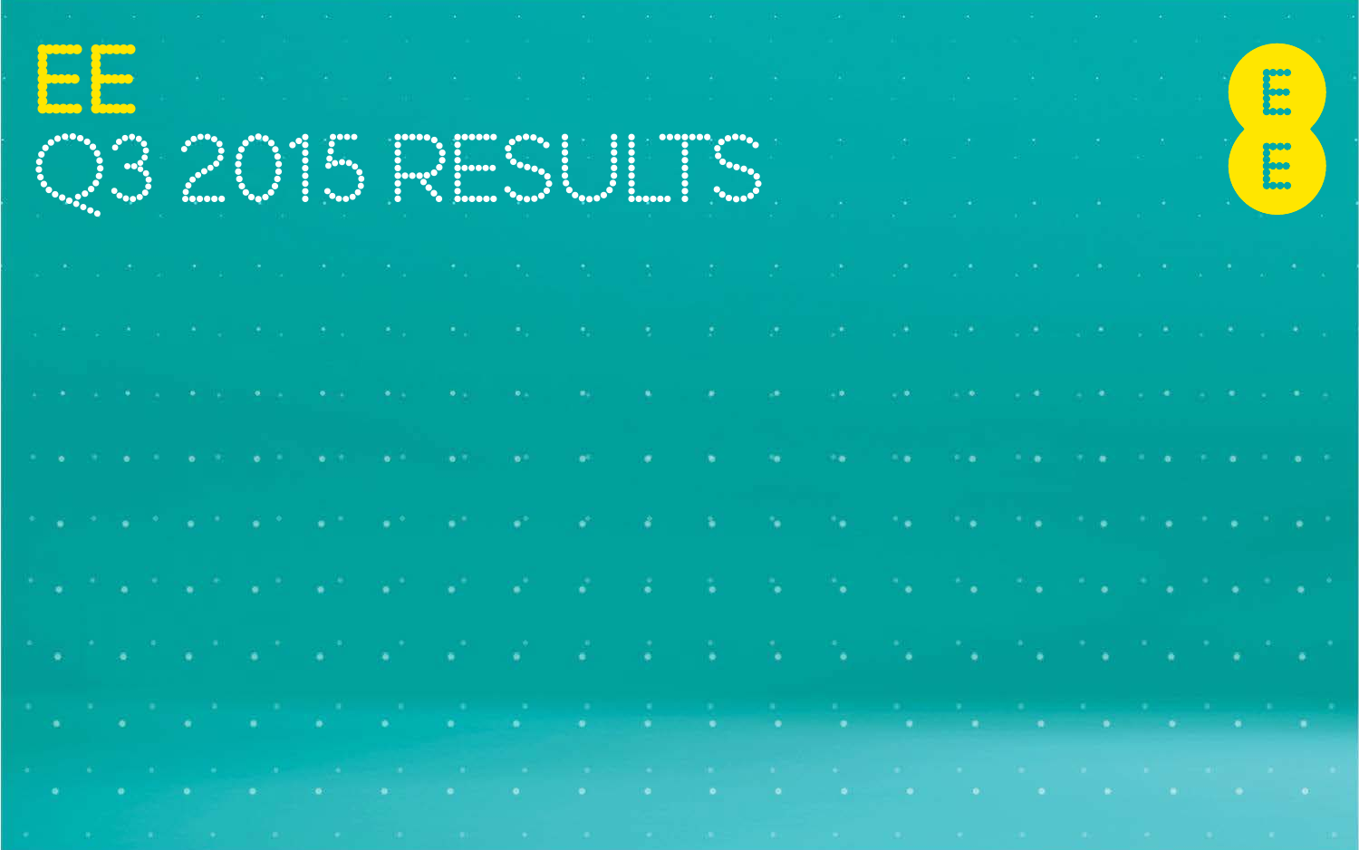EE

# Q3 2015 RESULTS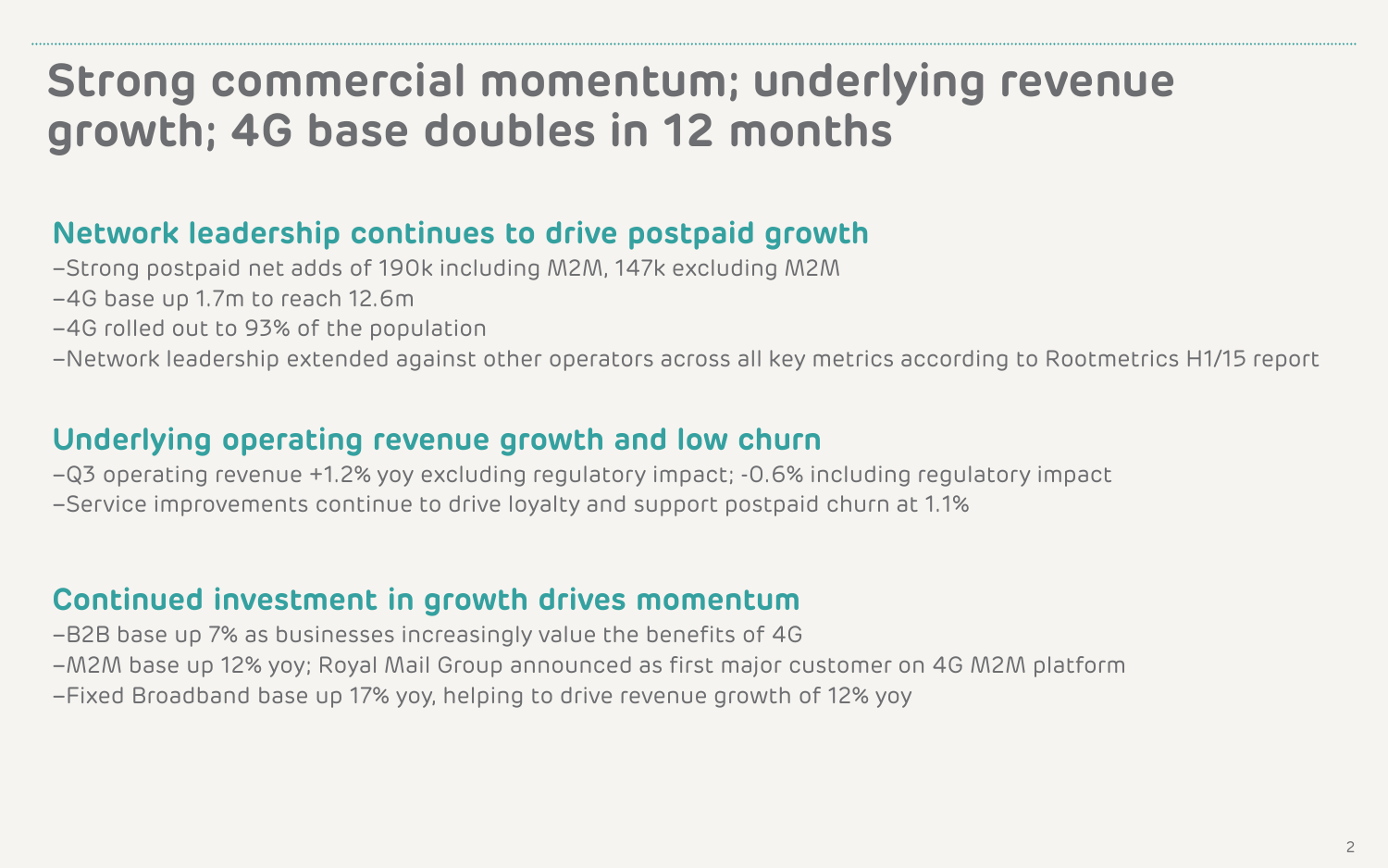# Strong commercial momentum; underlying revenue growth; 4G base doubles in 12 months

## Network leadership continues to drive postpaid growth

- Strong postpaid net adds of 190k including M2M, 147k excluding M2M
- 4G base up 1.7m to reach 12.6m
- 4G rolled out to 93% of the population
- Network leadership extended against other operators across all key metrics according to Rootmetrics H1/15 report

## Underlying operating revenue growth and low churn

- Q3 operating revenue +1.2% yoy excluding regulatory impact; -0.6% including regulatory impact
- Service improvements continue to drive loyalty and support postpaid churn at 1.1%

## Continued investment in growth drives momentum

- B2B base up 7% as businesses increasingly value the benefits of 4G
- M2M base up 12% yoy; Royal Mail Group announced as first major customer on 4G M2M platform
- Fixed Broadband base up 17% yoy, helping to drive revenue growth of 12% yoy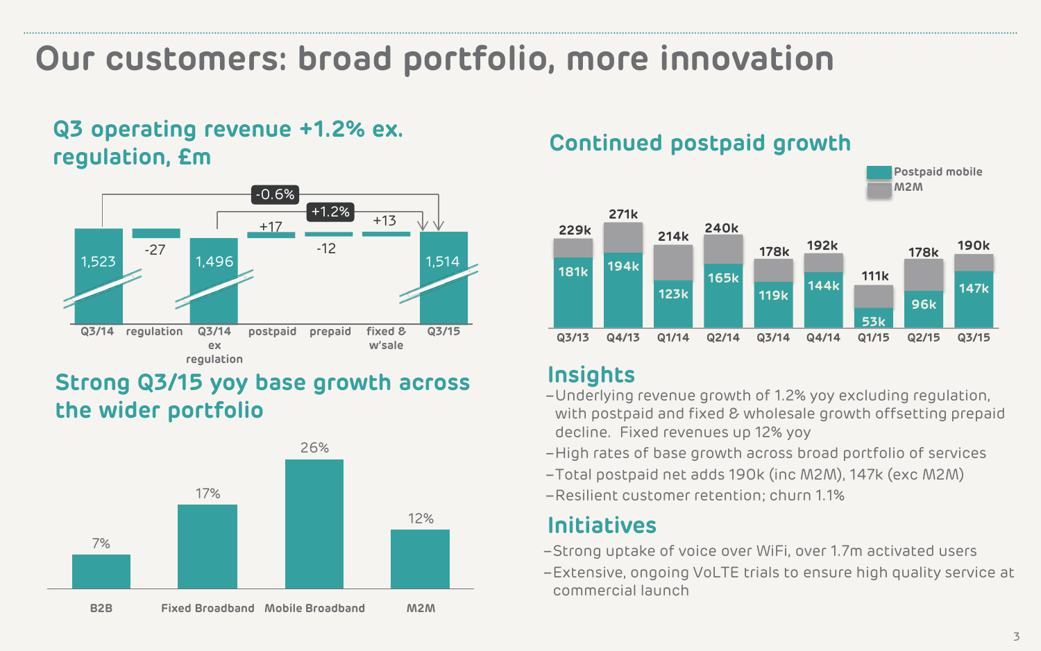# Our customers: broad portfolio, more innovation

## Q3 operating revenue +1.2% ex. regulation, £m

| | Q3/14 | regulation | Q3/14 ex regulation | postpaid | prepaid | fixed & w'sale | Q3/15 |
|---|---|---|---|---|---|---|---|
| £m | 1,523 | -27 | 1,496 | +17 | -12 | +13 | 1,514 |

-0.6% (Q3/14 to Q3/15); +1.2% (Q3/14 ex regulation to Q3/15)

## Continued postpaid growth

| | Q3/13 | Q4/13 | Q1/14 | Q2/14 | Q3/14 | Q4/14 | Q1/15 | Q2/15 | Q3/15 |
|---|---|---|---|---|---|---|---|---|---|
| Total | 229k | 271k | 214k | 240k | 178k | 192k | 111k | 178k | 190k |
| Postpaid mobile | 181k | 194k | 123k | 165k | 119k | 144k | 53k | 96k | 147k |

Legend: Postpaid mobile; M2M

## Strong Q3/15 yoy base growth across the wider portfolio

| B2B | Fixed Broadband | Mobile Broadband | M2M |
|---|---|---|---|
| 7% | 17% | 26% | 12% |

## Insights

- Underlying revenue growth of 1.2% yoy excluding regulation, with postpaid and fixed & wholesale growth offsetting prepaid decline. Fixed revenues up 12% yoy
- High rates of base growth across broad portfolio of services
- Total postpaid net adds 190k (inc M2M), 147k (exc M2M)
- Resilient customer retention; churn 1.1%

## Initiatives

- Strong uptake of voice over WiFi, over 1.7m activated users
- Extensive, ongoing VoLTE trials to ensure high quality service at commercial launch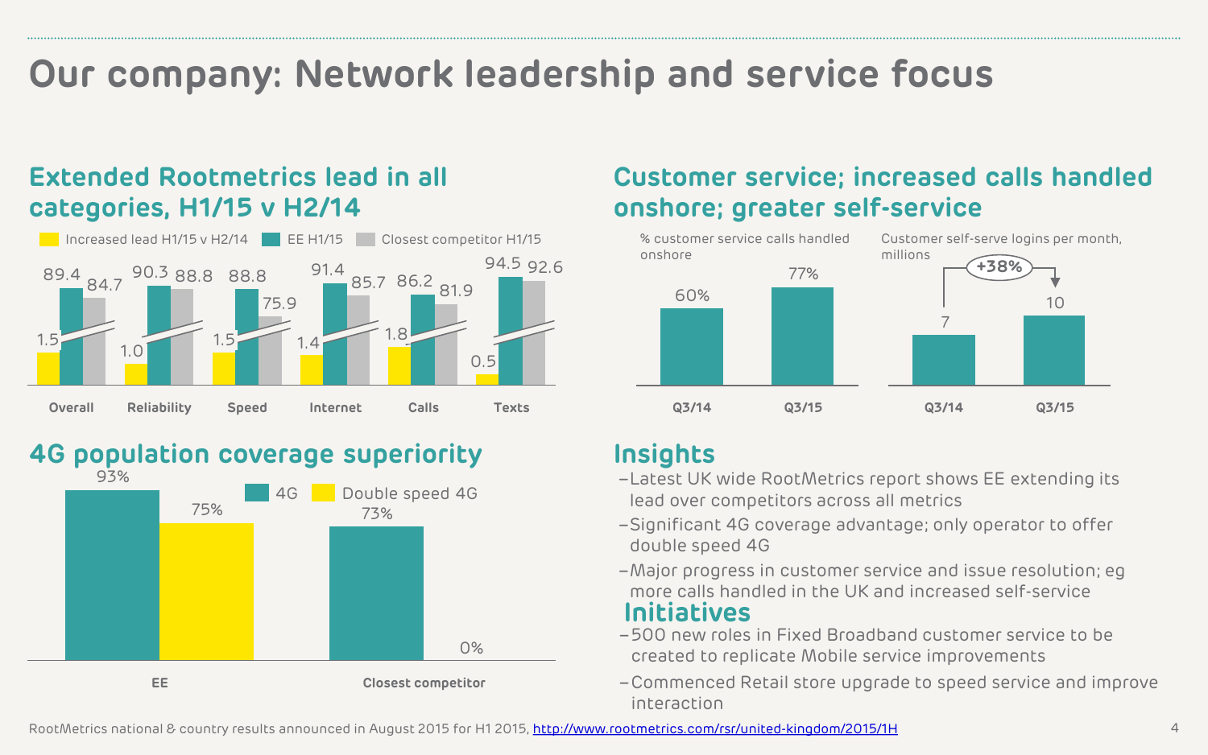# Our company: Network leadership and service focus

## Extended Rootmetrics lead in all categories, H1/15 v H2/14

| | Increased lead H1/15 v H2/14 | EE H1/15 | Closest competitor H1/15 |
|---|---|---|---|
| Overall | 1.5 | 89.4 | 84.7 |
| Reliability | 1.0 | 90.3 | 88.8 |
| Speed | 1.5 | 88.8 | 75.9 |
| Internet | 1.4 | 91.4 | 85.7 |
| Calls | 1.8 | 86.2 | 81.9 |
| Texts | 0.5 | 94.5 | 92.6 |

## Customer service; increased calls handled onshore; greater self-service

% customer service calls handled onshore

| Q3/14 | Q3/15 |
|---|---|
| 60% | 77% |

Customer self-serve logins per month, millions

| Q3/14 | Q3/15 |
|---|---|
| 7 | 10 |

+38%

## 4G population coverage superiority

| | 4G | Double speed 4G |
|---|---|---|
| EE | 93% | 75% |
| Closest competitor | 73% | 0% |

## Insights

- Latest UK wide RootMetrics report shows EE extending its lead over competitors across all metrics
- Significant 4G coverage advantage; only operator to offer double speed 4G
- Major progress in customer service and issue resolution; eg more calls handled in the UK and increased self-service

## Initiatives

- 500 new roles in Fixed Broadband customer service to be created to replicate Mobile service improvements
- Commenced Retail store upgrade to speed service and improve interaction

RootMetrics national & country results announced in August 2015 for H1 2015, http://www.rootmetrics.com/rsr/united-kingdom/2015/1H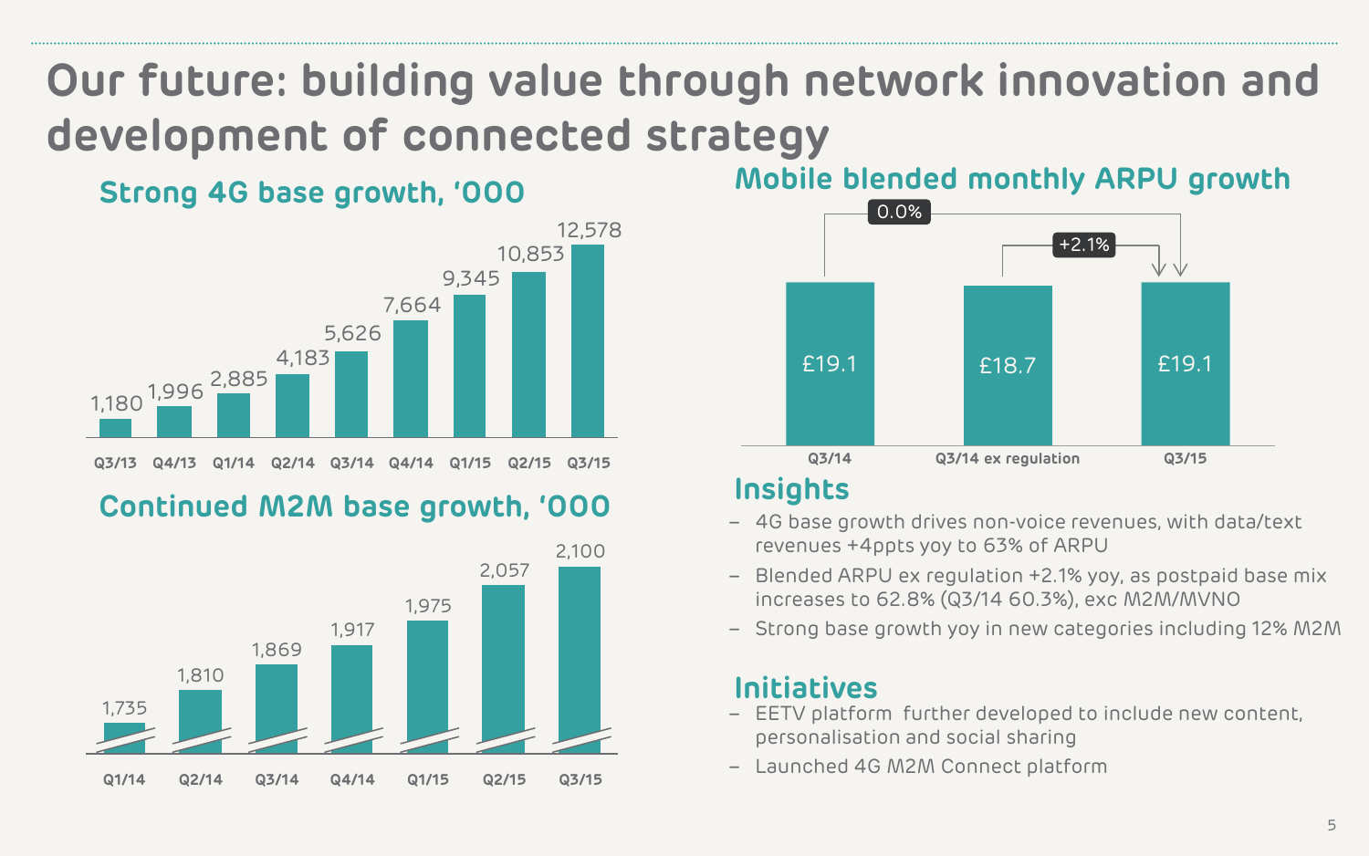# Our future: building value through network innovation and development of connected strategy

## Strong 4G base growth, '000

1,180 1,996 2,885 4,183 5,626 7,664 9,345 10,853 12,578

Q3/13 Q4/13 Q1/14 Q2/14 Q3/14 Q4/14 Q1/15 Q2/15 Q3/15

## Continued M2M base growth, '000

1,735 1,810 1,869 1,917 1,975 2,057 2,100

Q1/14 Q2/14 Q3/14 Q4/14 Q1/15 Q2/15 Q3/15

## Mobile blended monthly ARPU growth

0.0%

+2.1%

£19.1 £18.7 £19.1

Q3/14 Q3/14 ex regulation Q3/15

## Insights

- 4G base growth drives non-voice revenues, with data/text revenues +4ppts yoy to 63% of ARPU
- Blended ARPU ex regulation +2.1% yoy, as postpaid base mix increases to 62.8% (Q3/14 60.3%), exc M2M/MVNO
- Strong base growth yoy in new categories including 12% M2M

## Initiatives

- EETV platform further developed to include new content, personalisation and social sharing
- Launched 4G M2M Connect platform